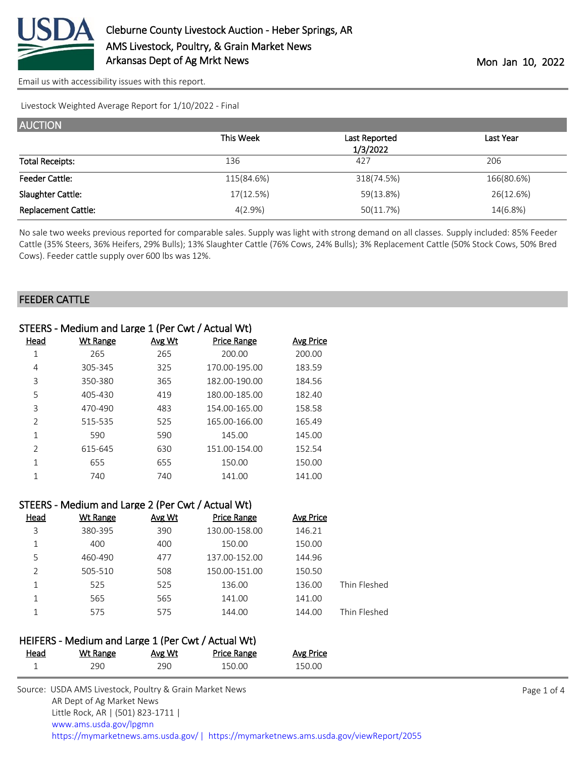Cleburne County Livestock Auction - Heber Springs, AR
AMS Livestock, Poultry, & Grain Market News
Arkansas Dept of Ag Mrkt News

Mon Jan 10, 2022

Email us with accessibility issues with this report.

Livestock Weighted Average Report for 1/10/2022 - Final

## AUCTION

| | This Week | Last Reported 1/3/2022 | Last Year |
|---|---|---|---|
| Total Receipts: | 136 | 427 | 206 |
| Feeder Cattle: | 115(84.6%) | 318(74.5%) | 166(80.6%) |
| Slaughter Cattle: | 17(12.5%) | 59(13.8%) | 26(12.6%) |
| Replacement Cattle: | 4(2.9%) | 50(11.7%) | 14(6.8%) |

No sale two weeks previous reported for comparable sales. Supply was light with strong demand on all classes. Supply included: 85% Feeder Cattle (35% Steers, 36% Heifers, 29% Bulls); 13% Slaughter Cattle (76% Cows, 24% Bulls); 3% Replacement Cattle (50% Stock Cows, 50% Bred Cows). Feeder cattle supply over 600 lbs was 12%.

## FEEDER CATTLE

### STEERS - Medium and Large 1 (Per Cwt / Actual Wt)

| Head | Wt Range | Avg Wt | Price Range | Avg Price |
|---|---|---|---|---|
| 1 | 265 | 265 | 200.00 | 200.00 |
| 4 | 305-345 | 325 | 170.00-195.00 | 183.59 |
| 3 | 350-380 | 365 | 182.00-190.00 | 184.56 |
| 5 | 405-430 | 419 | 180.00-185.00 | 182.40 |
| 3 | 470-490 | 483 | 154.00-165.00 | 158.58 |
| 2 | 515-535 | 525 | 165.00-166.00 | 165.49 |
| 1 | 590 | 590 | 145.00 | 145.00 |
| 2 | 615-645 | 630 | 151.00-154.00 | 152.54 |
| 1 | 655 | 655 | 150.00 | 150.00 |
| 1 | 740 | 740 | 141.00 | 141.00 |

### STEERS - Medium and Large 2 (Per Cwt / Actual Wt)

| Head | Wt Range | Avg Wt | Price Range | Avg Price | |
|---|---|---|---|---|---|
| 3 | 380-395 | 390 | 130.00-158.00 | 146.21 | |
| 1 | 400 | 400 | 150.00 | 150.00 | |
| 5 | 460-490 | 477 | 137.00-152.00 | 144.96 | |
| 2 | 505-510 | 508 | 150.00-151.00 | 150.50 | |
| 1 | 525 | 525 | 136.00 | 136.00 | Thin Fleshed |
| 1 | 565 | 565 | 141.00 | 141.00 | |
| 1 | 575 | 575 | 144.00 | 144.00 | Thin Fleshed |

### HEIFERS - Medium and Large 1 (Per Cwt / Actual Wt)

| Head | Wt Range | Avg Wt | Price Range | Avg Price |
|---|---|---|---|---|
| 1 | 290 | 290 | 150.00 | 150.00 |

Source: USDA AMS Livestock, Poultry & Grain Market News
AR Dept of Ag Market News
Little Rock, AR | (501) 823-1711 |
www.ams.usda.gov/lpgmn
https://mymarketnews.ams.usda.gov/ | https://mymarketnews.ams.usda.gov/viewReport/2055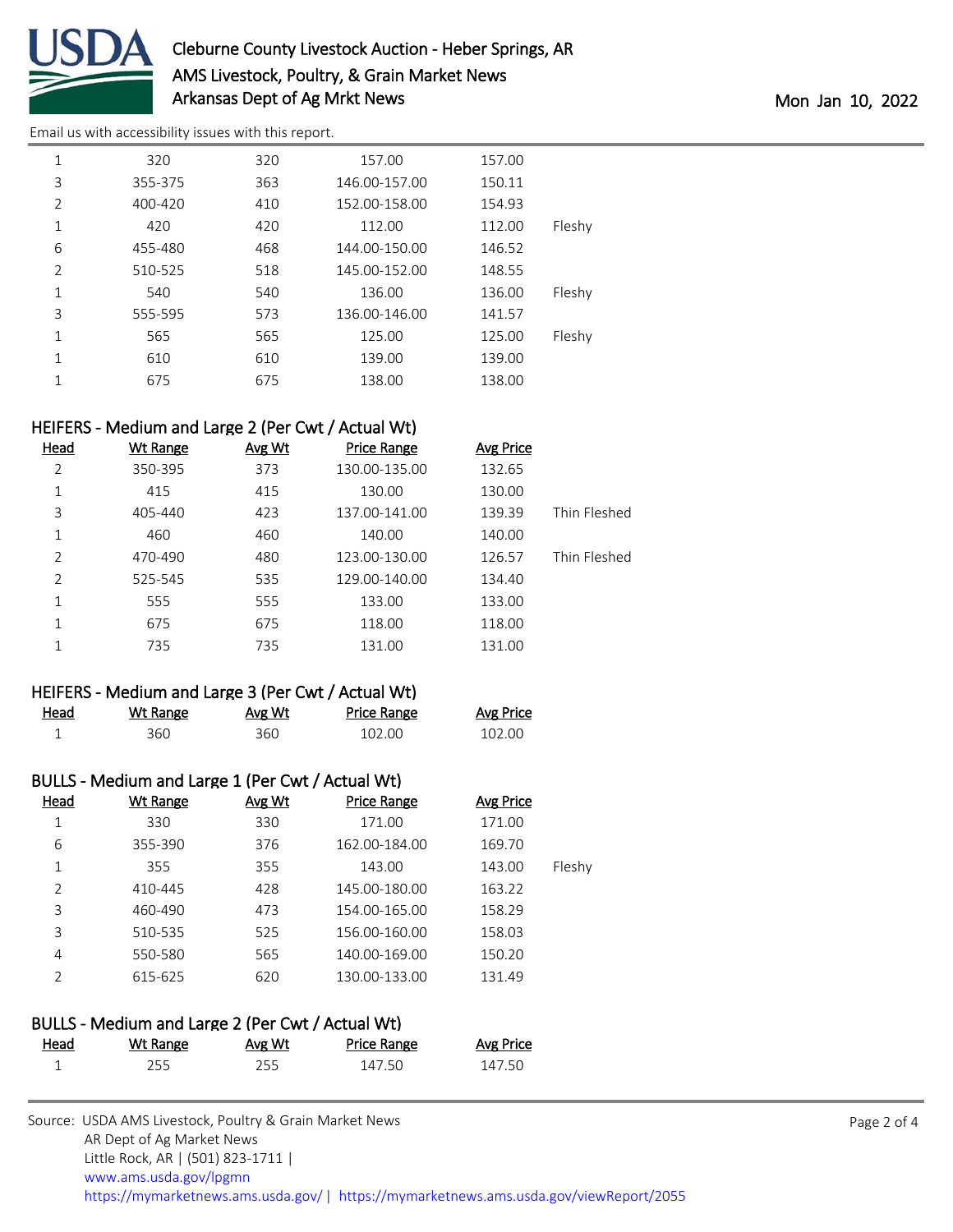Email us with accessibility issues with this report.

| Head | Wt Range | Avg Wt | Price Range | Avg Price | |
|---|---|---|---|---|---|
| 1 | 320 | 320 | 157.00 | 157.00 | |
| 3 | 355-375 | 363 | 146.00-157.00 | 150.11 | |
| 2 | 400-420 | 410 | 152.00-158.00 | 154.93 | |
| 1 | 420 | 420 | 112.00 | 112.00 | Fleshy |
| 6 | 455-480 | 468 | 144.00-150.00 | 146.52 | |
| 2 | 510-525 | 518 | 145.00-152.00 | 148.55 | |
| 1 | 540 | 540 | 136.00 | 136.00 | Fleshy |
| 3 | 555-595 | 573 | 136.00-146.00 | 141.57 | |
| 1 | 565 | 565 | 125.00 | 125.00 | Fleshy |
| 1 | 610 | 610 | 139.00 | 139.00 | |
| 1 | 675 | 675 | 138.00 | 138.00 | |

## HEIFERS - Medium and Large 2 (Per Cwt / Actual Wt)

| Head | Wt Range | Avg Wt | Price Range | Avg Price | |
|---|---|---|---|---|---|
| 2 | 350-395 | 373 | 130.00-135.00 | 132.65 | |
| 1 | 415 | 415 | 130.00 | 130.00 | |
| 3 | 405-440 | 423 | 137.00-141.00 | 139.39 | Thin Fleshed |
| 1 | 460 | 460 | 140.00 | 140.00 | |
| 2 | 470-490 | 480 | 123.00-130.00 | 126.57 | Thin Fleshed |
| 2 | 525-545 | 535 | 129.00-140.00 | 134.40 | |
| 1 | 555 | 555 | 133.00 | 133.00 | |
| 1 | 675 | 675 | 118.00 | 118.00 | |
| 1 | 735 | 735 | 131.00 | 131.00 | |

## HEIFERS - Medium and Large 3 (Per Cwt / Actual Wt)

| Head | Wt Range | Avg Wt | Price Range | Avg Price |
|---|---|---|---|---|
| 1 | 360 | 360 | 102.00 | 102.00 |

## BULLS - Medium and Large 1 (Per Cwt / Actual Wt)

| Head | Wt Range | Avg Wt | Price Range | Avg Price | |
|---|---|---|---|---|---|
| 1 | 330 | 330 | 171.00 | 171.00 | |
| 6 | 355-390 | 376 | 162.00-184.00 | 169.70 | |
| 1 | 355 | 355 | 143.00 | 143.00 | Fleshy |
| 2 | 410-445 | 428 | 145.00-180.00 | 163.22 | |
| 3 | 460-490 | 473 | 154.00-165.00 | 158.29 | |
| 3 | 510-535 | 525 | 156.00-160.00 | 158.03 | |
| 4 | 550-580 | 565 | 140.00-169.00 | 150.20 | |
| 2 | 615-625 | 620 | 130.00-133.00 | 131.49 | |

## BULLS - Medium and Large 2 (Per Cwt / Actual Wt)

| Head | Wt Range | Avg Wt | Price Range | Avg Price |
|---|---|---|---|---|
| 1 | 255 | 255 | 147.50 | 147.50 |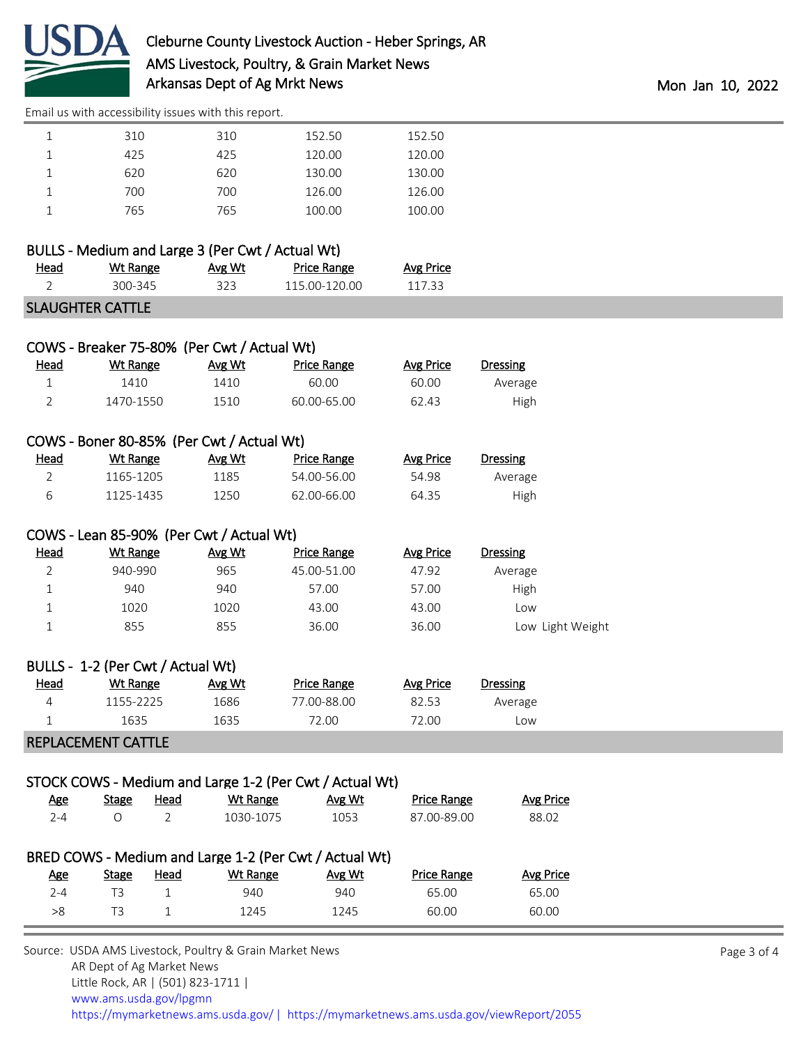| Head | Wt Range | Avg Wt | Price Range | Avg Price |
|---|---|---|---|---|
| 1 | 310 | 310 | 152.50 | 152.50 |
| 1 | 425 | 425 | 120.00 | 120.00 |
| 1 | 620 | 620 | 130.00 | 130.00 |
| 1 | 700 | 700 | 126.00 | 126.00 |
| 1 | 765 | 765 | 100.00 | 100.00 |

### BULLS - Medium and Large 3 (Per Cwt / Actual Wt)

| Head | Wt Range | Avg Wt | Price Range | Avg Price |
|---|---|---|---|---|
| 2 | 300-345 | 323 | 115.00-120.00 | 117.33 |

## SLAUGHTER CATTLE

### COWS - Breaker 75-80% (Per Cwt / Actual Wt)

| Head | Wt Range | Avg Wt | Price Range | Avg Price | Dressing |
|---|---|---|---|---|---|
| 1 | 1410 | 1410 | 60.00 | 60.00 | Average |
| 2 | 1470-1550 | 1510 | 60.00-65.00 | 62.43 | High |

### COWS - Boner 80-85% (Per Cwt / Actual Wt)

| Head | Wt Range | Avg Wt | Price Range | Avg Price | Dressing |
|---|---|---|---|---|---|
| 2 | 1165-1205 | 1185 | 54.00-56.00 | 54.98 | Average |
| 6 | 1125-1435 | 1250 | 62.00-66.00 | 64.35 | High |

### COWS - Lean 85-90% (Per Cwt / Actual Wt)

| Head | Wt Range | Avg Wt | Price Range | Avg Price | Dressing |
|---|---|---|---|---|---|
| 2 | 940-990 | 965 | 45.00-51.00 | 47.92 | Average |
| 1 | 940 | 940 | 57.00 | 57.00 | High |
| 1 | 1020 | 1020 | 43.00 | 43.00 | Low |
| 1 | 855 | 855 | 36.00 | 36.00 | Low Light Weight |

### BULLS - 1-2 (Per Cwt / Actual Wt)

| Head | Wt Range | Avg Wt | Price Range | Avg Price | Dressing |
|---|---|---|---|---|---|
| 4 | 1155-2225 | 1686 | 77.00-88.00 | 82.53 | Average |
| 1 | 1635 | 1635 | 72.00 | 72.00 | Low |

## REPLACEMENT CATTLE

### STOCK COWS - Medium and Large 1-2 (Per Cwt / Actual Wt)

| Age | Stage | Head | Wt Range | Avg Wt | Price Range | Avg Price |
|---|---|---|---|---|---|---|
| 2-4 | O | 2 | 1030-1075 | 1053 | 87.00-89.00 | 88.02 |

### BRED COWS - Medium and Large 1-2 (Per Cwt / Actual Wt)

| Age | Stage | Head | Wt Range | Avg Wt | Price Range | Avg Price |
|---|---|---|---|---|---|---|
| 2-4 | T3 | 1 | 940 | 940 | 65.00 | 65.00 |
| >8 | T3 | 1 | 1245 | 1245 | 60.00 | 60.00 |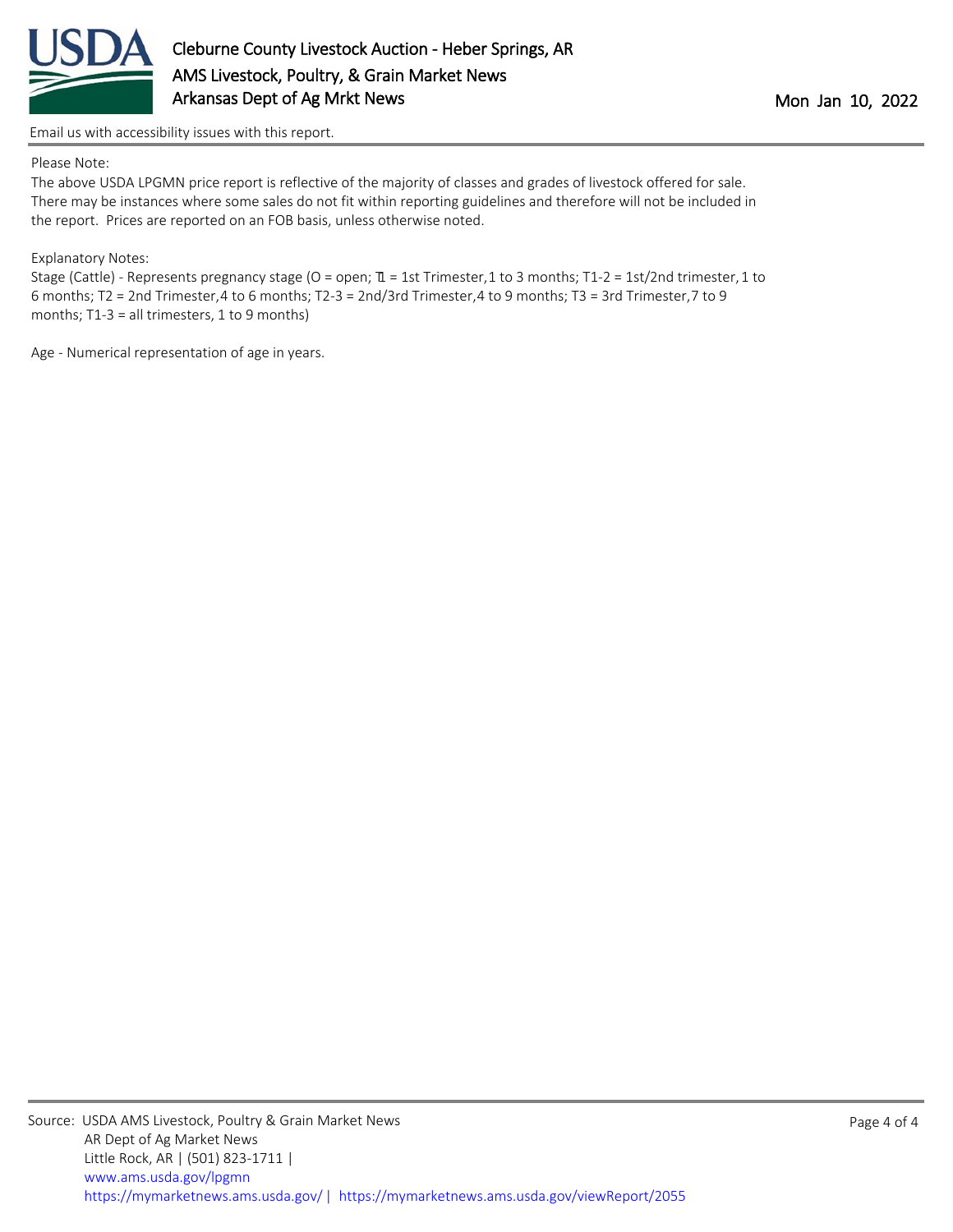Email us with accessibility issues with this report.

Please Note:
The above USDA LPGMN price report is reflective of the majority of classes and grades of livestock offered for sale. There may be instances where some sales do not fit within reporting guidelines and therefore will not be included in the report. Prices are reported on an FOB basis, unless otherwise noted.

Explanatory Notes:
Stage (Cattle) - Represents pregnancy stage (O = open; T1 = 1st Trimester,1 to 3 months; T1-2 = 1st/2nd trimester, 1 to 6 months; T2 = 2nd Trimester,4 to 6 months; T2-3 = 2nd/3rd Trimester,4 to 9 months; T3 = 3rd Trimester,7 to 9 months; T1-3 = all trimesters, 1 to 9 months)

Age - Numerical representation of age in years.

Source: USDA AMS Livestock, Poultry & Grain Market News
AR Dept of Ag Market News
Little Rock, AR | (501) 823-1711 |
www.ams.usda.gov/lpgmn
https://mymarketnews.ams.usda.gov/ | https://mymarketnews.ams.usda.gov/viewReport/2055